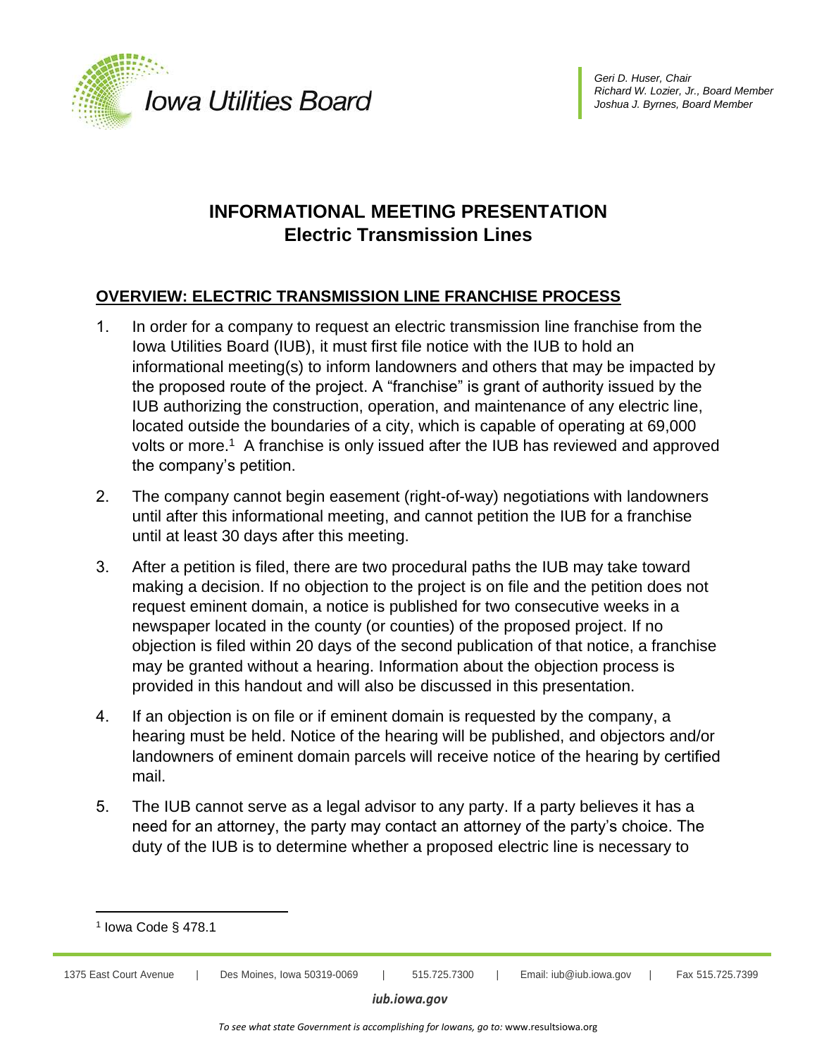Iowa Utilities Board

*Geri D. Huser, Chair*
*Richard W. Lozier, Jr., Board Member*
*Joshua J. Byrnes, Board Member*

# INFORMATIONAL MEETING PRESENTATION
## Electric Transmission Lines

### OVERVIEW: ELECTRIC TRANSMISSION LINE FRANCHISE PROCESS

1. In order for a company to request an electric transmission line franchise from the Iowa Utilities Board (IUB), it must first file notice with the IUB to hold an informational meeting(s) to inform landowners and others that may be impacted by the proposed route of the project. A "franchise" is grant of authority issued by the IUB authorizing the construction, operation, and maintenance of any electric line, located outside the boundaries of a city, which is capable of operating at 69,000 volts or more.[1] A franchise is only issued after the IUB has reviewed and approved the company's petition.

2. The company cannot begin easement (right-of-way) negotiations with landowners until after this informational meeting, and cannot petition the IUB for a franchise until at least 30 days after this meeting.

3. After a petition is filed, there are two procedural paths the IUB may take toward making a decision. If no objection to the project is on file and the petition does not request eminent domain, a notice is published for two consecutive weeks in a newspaper located in the county (or counties) of the proposed project. If no objection is filed within 20 days of the second publication of that notice, a franchise may be granted without a hearing. Information about the objection process is provided in this handout and will also be discussed in this presentation.

4. If an objection is on file or if eminent domain is requested by the company, a hearing must be held. Notice of the hearing will be published, and objectors and/or landowners of eminent domain parcels will receive notice of the hearing by certified mail.

5. The IUB cannot serve as a legal advisor to any party. If a party believes it has a need for an attorney, the party may contact an attorney of the party's choice. The duty of the IUB is to determine whether a proposed electric line is necessary to

[1] Iowa Code § 478.1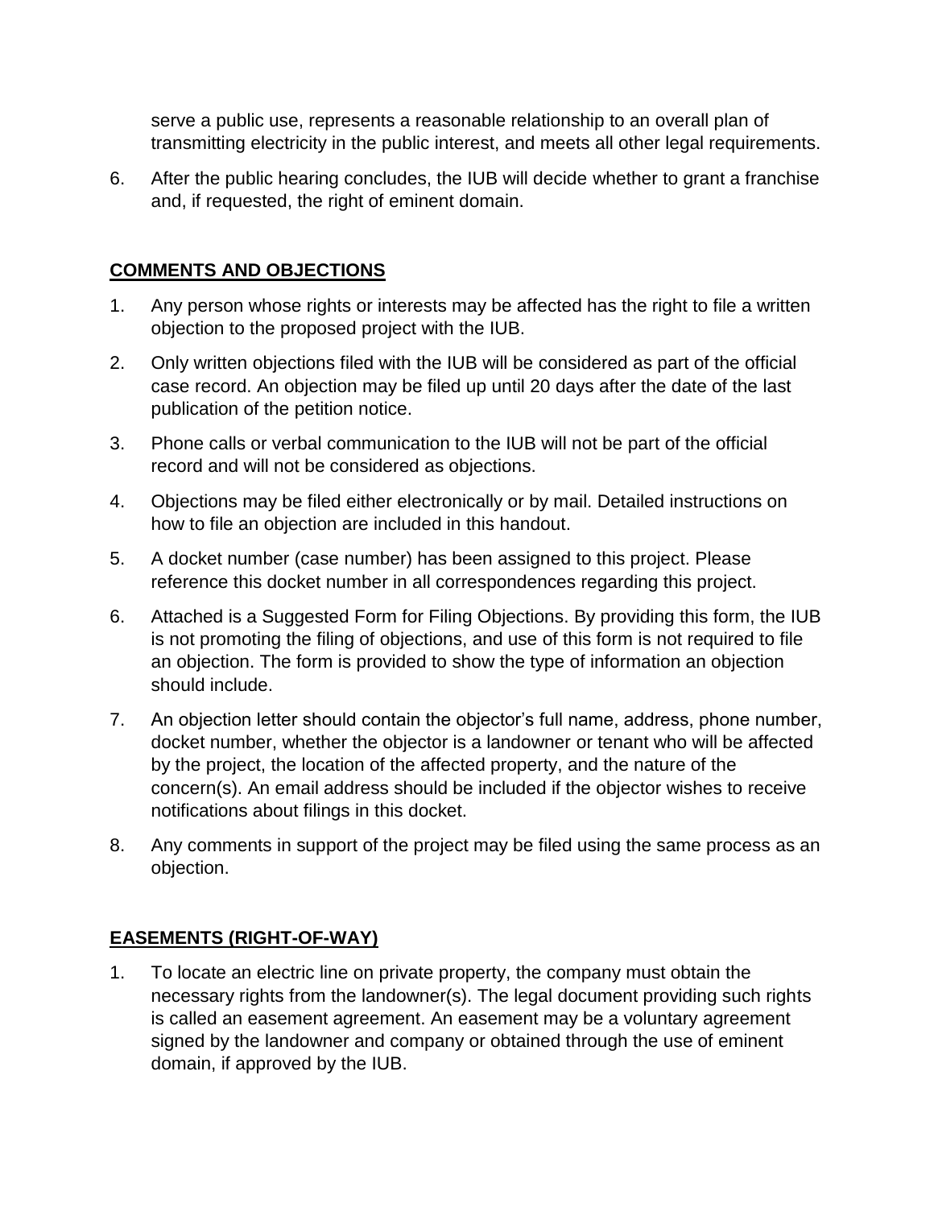serve a public use, represents a reasonable relationship to an overall plan of transmitting electricity in the public interest, and meets all other legal requirements.

6. After the public hearing concludes, the IUB will decide whether to grant a franchise and, if requested, the right of eminent domain.

## COMMENTS AND OBJECTIONS

1. Any person whose rights or interests may be affected has the right to file a written objection to the proposed project with the IUB.
2. Only written objections filed with the IUB will be considered as part of the official case record. An objection may be filed up until 20 days after the date of the last publication of the petition notice.
3. Phone calls or verbal communication to the IUB will not be part of the official record and will not be considered as objections.
4. Objections may be filed either electronically or by mail. Detailed instructions on how to file an objection are included in this handout.
5. A docket number (case number) has been assigned to this project. Please reference this docket number in all correspondences regarding this project.
6. Attached is a Suggested Form for Filing Objections. By providing this form, the IUB is not promoting the filing of objections, and use of this form is not required to file an objection. The form is provided to show the type of information an objection should include.
7. An objection letter should contain the objector's full name, address, phone number, docket number, whether the objector is a landowner or tenant who will be affected by the project, the location of the affected property, and the nature of the concern(s). An email address should be included if the objector wishes to receive notifications about filings in this docket.
8. Any comments in support of the project may be filed using the same process as an objection.

## EASEMENTS (RIGHT-OF-WAY)

1. To locate an electric line on private property, the company must obtain the necessary rights from the landowner(s). The legal document providing such rights is called an easement agreement. An easement may be a voluntary agreement signed by the landowner and company or obtained through the use of eminent domain, if approved by the IUB.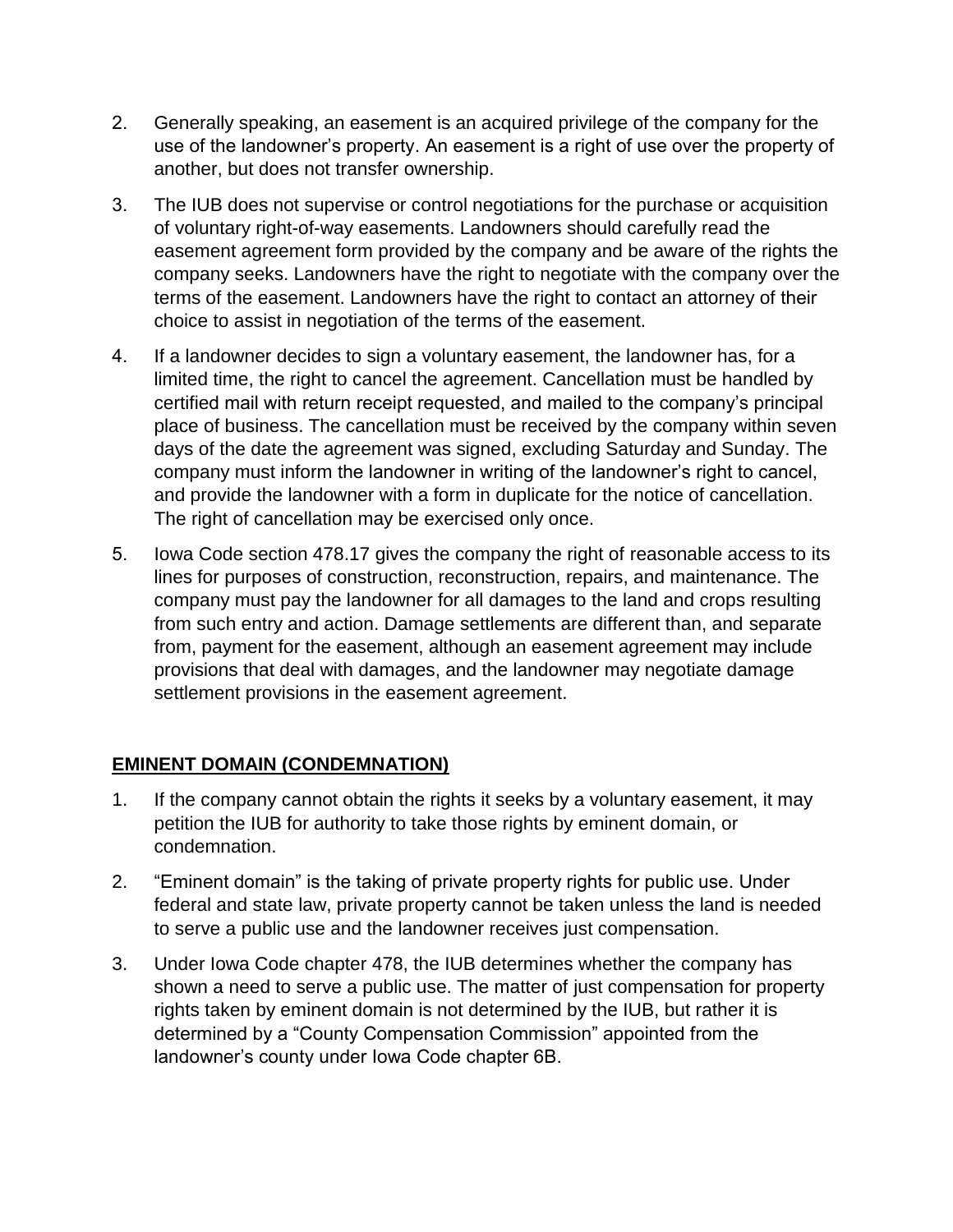2. Generally speaking, an easement is an acquired privilege of the company for the use of the landowner's property. An easement is a right of use over the property of another, but does not transfer ownership.

3. The IUB does not supervise or control negotiations for the purchase or acquisition of voluntary right-of-way easements. Landowners should carefully read the easement agreement form provided by the company and be aware of the rights the company seeks. Landowners have the right to negotiate with the company over the terms of the easement. Landowners have the right to contact an attorney of their choice to assist in negotiation of the terms of the easement.

4. If a landowner decides to sign a voluntary easement, the landowner has, for a limited time, the right to cancel the agreement. Cancellation must be handled by certified mail with return receipt requested, and mailed to the company's principal place of business. The cancellation must be received by the company within seven days of the date the agreement was signed, excluding Saturday and Sunday. The company must inform the landowner in writing of the landowner's right to cancel, and provide the landowner with a form in duplicate for the notice of cancellation. The right of cancellation may be exercised only once.

5. Iowa Code section 478.17 gives the company the right of reasonable access to its lines for purposes of construction, reconstruction, repairs, and maintenance. The company must pay the landowner for all damages to the land and crops resulting from such entry and action. Damage settlements are different than, and separate from, payment for the easement, although an easement agreement may include provisions that deal with damages, and the landowner may negotiate damage settlement provisions in the easement agreement.

## EMINENT DOMAIN (CONDEMNATION)

1. If the company cannot obtain the rights it seeks by a voluntary easement, it may petition the IUB for authority to take those rights by eminent domain, or condemnation.

2. "Eminent domain" is the taking of private property rights for public use. Under federal and state law, private property cannot be taken unless the land is needed to serve a public use and the landowner receives just compensation.

3. Under Iowa Code chapter 478, the IUB determines whether the company has shown a need to serve a public use. The matter of just compensation for property rights taken by eminent domain is not determined by the IUB, but rather it is determined by a "County Compensation Commission" appointed from the landowner's county under Iowa Code chapter 6B.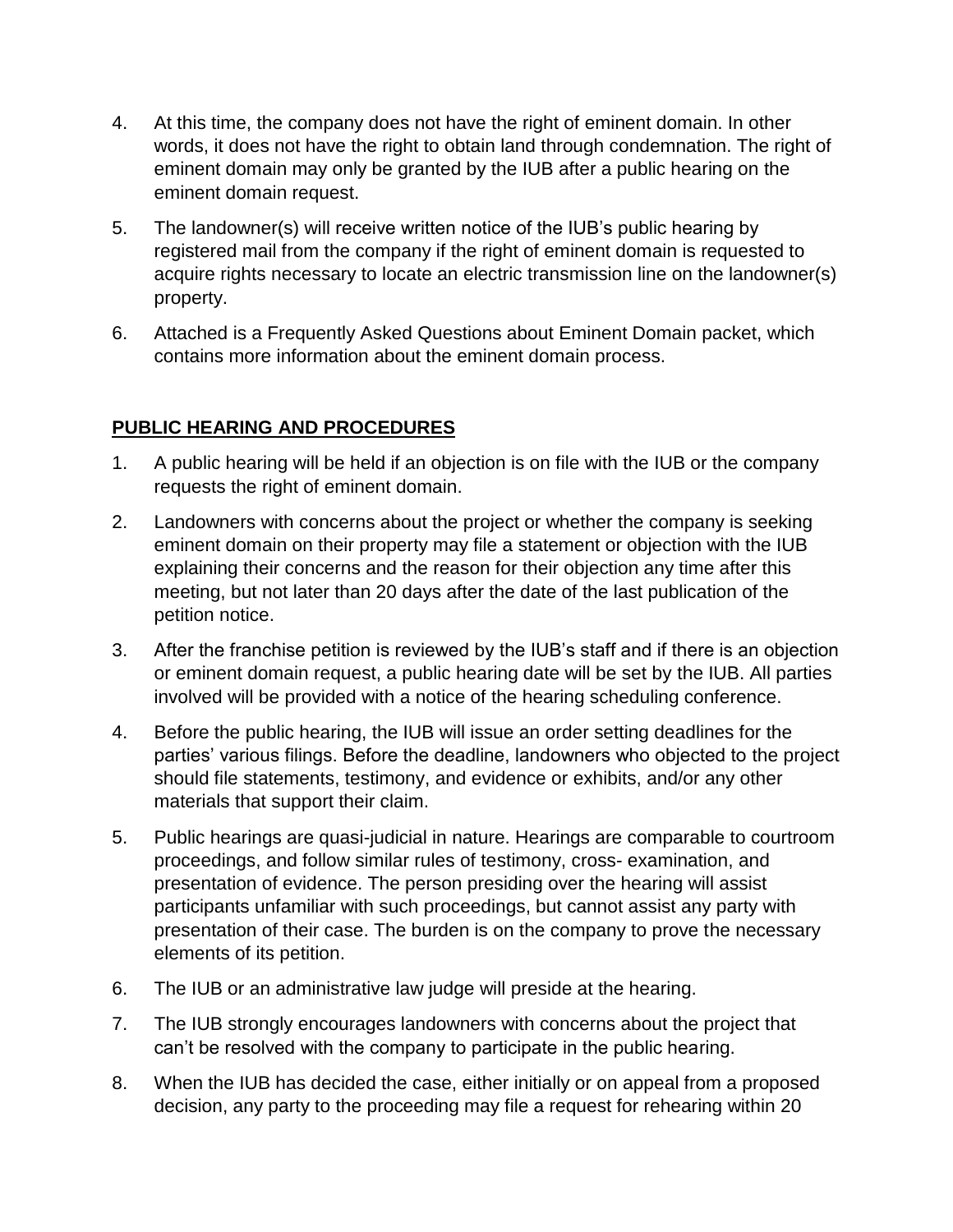4. At this time, the company does not have the right of eminent domain. In other words, it does not have the right to obtain land through condemnation. The right of eminent domain may only be granted by the IUB after a public hearing on the eminent domain request.
5. The landowner(s) will receive written notice of the IUB's public hearing by registered mail from the company if the right of eminent domain is requested to acquire rights necessary to locate an electric transmission line on the landowner(s) property.
6. Attached is a Frequently Asked Questions about Eminent Domain packet, which contains more information about the eminent domain process.

**PUBLIC HEARING AND PROCEDURES**

1. A public hearing will be held if an objection is on file with the IUB or the company requests the right of eminent domain.
2. Landowners with concerns about the project or whether the company is seeking eminent domain on their property may file a statement or objection with the IUB explaining their concerns and the reason for their objection any time after this meeting, but not later than 20 days after the date of the last publication of the petition notice.
3. After the franchise petition is reviewed by the IUB's staff and if there is an objection or eminent domain request, a public hearing date will be set by the IUB. All parties involved will be provided with a notice of the hearing scheduling conference.
4. Before the public hearing, the IUB will issue an order setting deadlines for the parties' various filings. Before the deadline, landowners who objected to the project should file statements, testimony, and evidence or exhibits, and/or any other materials that support their claim.
5. Public hearings are quasi-judicial in nature. Hearings are comparable to courtroom proceedings, and follow similar rules of testimony, cross- examination, and presentation of evidence. The person presiding over the hearing will assist participants unfamiliar with such proceedings, but cannot assist any party with presentation of their case. The burden is on the company to prove the necessary elements of its petition.
6. The IUB or an administrative law judge will preside at the hearing.
7. The IUB strongly encourages landowners with concerns about the project that can't be resolved with the company to participate in the public hearing.
8. When the IUB has decided the case, either initially or on appeal from a proposed decision, any party to the proceeding may file a request for rehearing within 20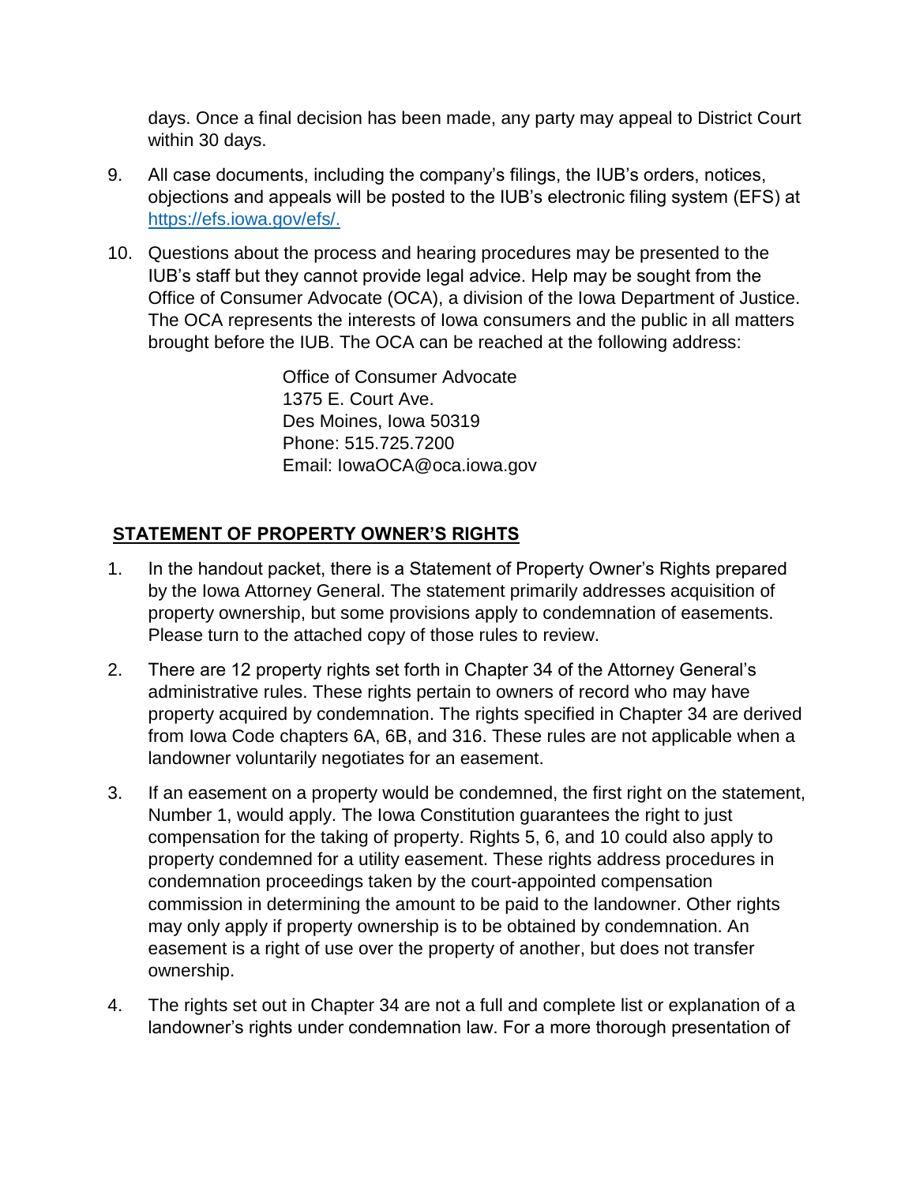days. Once a final decision has been made, any party may appeal to District Court within 30 days.

9. All case documents, including the company's filings, the IUB's orders, notices, objections and appeals will be posted to the IUB's electronic filing system (EFS) at [https://efs.iowa.gov/efs/.](https://efs.iowa.gov/efs/)

10. Questions about the process and hearing procedures may be presented to the IUB's staff but they cannot provide legal advice. Help may be sought from the Office of Consumer Advocate (OCA), a division of the Iowa Department of Justice. The OCA represents the interests of Iowa consumers and the public in all matters brought before the IUB. The OCA can be reached at the following address:

    Office of Consumer Advocate
    1375 E. Court Ave.
    Des Moines, Iowa 50319
    Phone: 515.725.7200
    Email: IowaOCA@oca.iowa.gov

## STATEMENT OF PROPERTY OWNER'S RIGHTS

1. In the handout packet, there is a Statement of Property Owner's Rights prepared by the Iowa Attorney General. The statement primarily addresses acquisition of property ownership, but some provisions apply to condemnation of easements. Please turn to the attached copy of those rules to review.

2. There are 12 property rights set forth in Chapter 34 of the Attorney General's administrative rules. These rights pertain to owners of record who may have property acquired by condemnation. The rights specified in Chapter 34 are derived from Iowa Code chapters 6A, 6B, and 316. These rules are not applicable when a landowner voluntarily negotiates for an easement.

3. If an easement on a property would be condemned, the first right on the statement, Number 1, would apply. The Iowa Constitution guarantees the right to just compensation for the taking of property. Rights 5, 6, and 10 could also apply to property condemned for a utility easement. These rights address procedures in condemnation proceedings taken by the court-appointed compensation commission in determining the amount to be paid to the landowner. Other rights may only apply if property ownership is to be obtained by condemnation. An easement is a right of use over the property of another, but does not transfer ownership.

4. The rights set out in Chapter 34 are not a full and complete list or explanation of a landowner's rights under condemnation law. For a more thorough presentation of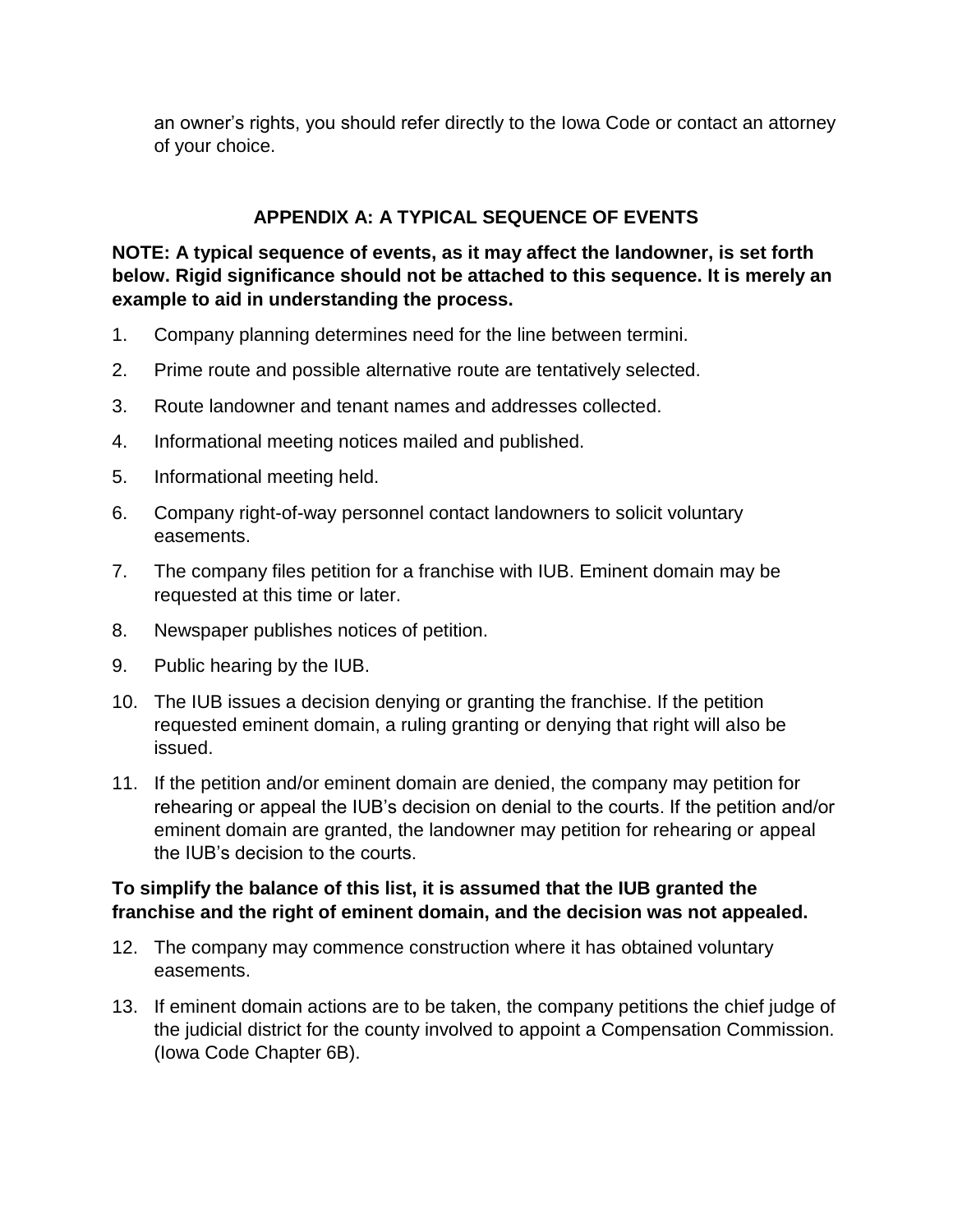an owner’s rights, you should refer directly to the Iowa Code or contact an attorney of your choice.

## APPENDIX A: A TYPICAL SEQUENCE OF EVENTS

**NOTE: A typical sequence of events, as it may affect the landowner, is set forth below. Rigid significance should not be attached to this sequence. It is merely an example to aid in understanding the process.**

1. Company planning determines need for the line between termini.
2. Prime route and possible alternative route are tentatively selected.
3. Route landowner and tenant names and addresses collected.
4. Informational meeting notices mailed and published.
5. Informational meeting held.
6. Company right-of-way personnel contact landowners to solicit voluntary easements.
7. The company files petition for a franchise with IUB. Eminent domain may be requested at this time or later.
8. Newspaper publishes notices of petition.
9. Public hearing by the IUB.
10. The IUB issues a decision denying or granting the franchise. If the petition requested eminent domain, a ruling granting or denying that right will also be issued.
11. If the petition and/or eminent domain are denied, the company may petition for rehearing or appeal the IUB’s decision on denial to the courts. If the petition and/or eminent domain are granted, the landowner may petition for rehearing or appeal the IUB’s decision to the courts.

**To simplify the balance of this list, it is assumed that the IUB granted the franchise and the right of eminent domain, and the decision was not appealed.**

12. The company may commence construction where it has obtained voluntary easements.
13. If eminent domain actions are to be taken, the company petitions the chief judge of the judicial district for the county involved to appoint a Compensation Commission. (Iowa Code Chapter 6B).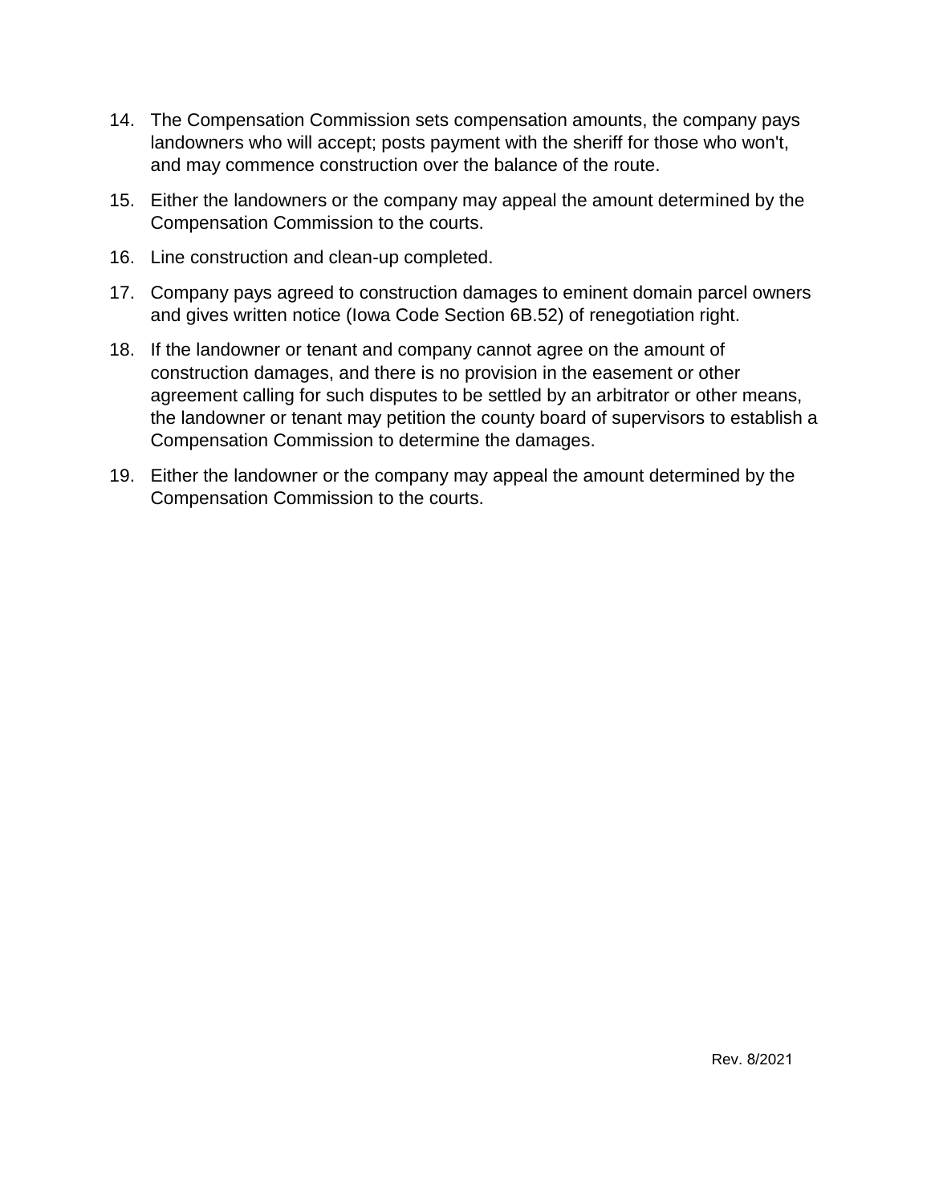14. The Compensation Commission sets compensation amounts, the company pays landowners who will accept; posts payment with the sheriff for those who won't, and may commence construction over the balance of the route.

15. Either the landowners or the company may appeal the amount determined by the Compensation Commission to the courts.

16. Line construction and clean-up completed.

17. Company pays agreed to construction damages to eminent domain parcel owners and gives written notice (Iowa Code Section 6B.52) of renegotiation right.

18. If the landowner or tenant and company cannot agree on the amount of construction damages, and there is no provision in the easement or other agreement calling for such disputes to be settled by an arbitrator or other means, the landowner or tenant may petition the county board of supervisors to establish a Compensation Commission to determine the damages.

19. Either the landowner or the company may appeal the amount determined by the Compensation Commission to the courts.

Rev. 8/2021